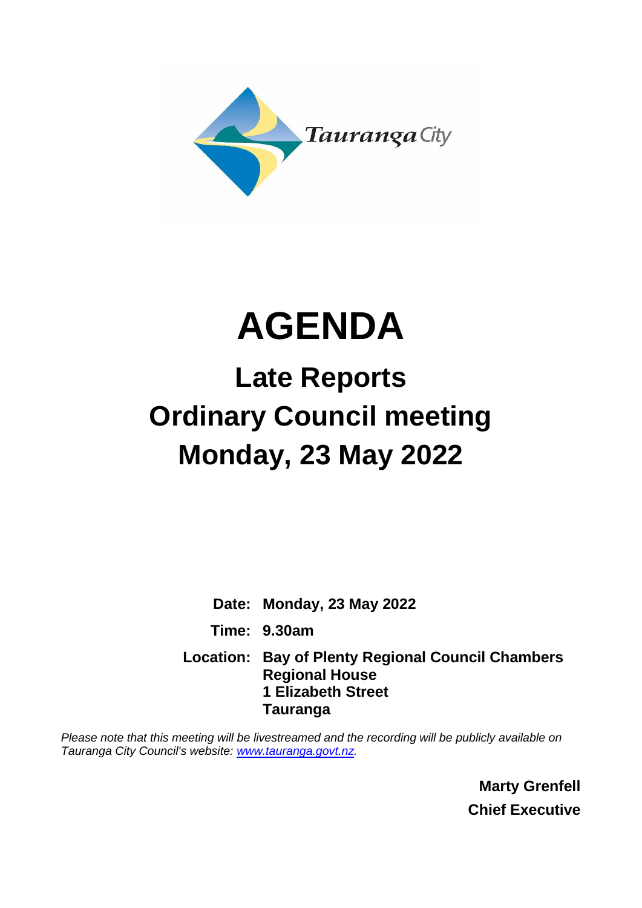Tauranga City

# AGENDA

## Late Reports
## Ordinary Council meeting
## Monday, 23 May 2022

**Date:** **Monday, 23 May 2022**

**Time:** **9.30am**

**Location:** **Bay of Plenty Regional Council Chambers**
**Regional House**
**1 Elizabeth Street**
**Tauranga**

*Please note that this meeting will be livestreamed and the recording will be publicly available on Tauranga City Council's website: [www.tauranga.govt.nz](http://www.tauranga.govt.nz).*

**Marty Grenfell**
**Chief Executive**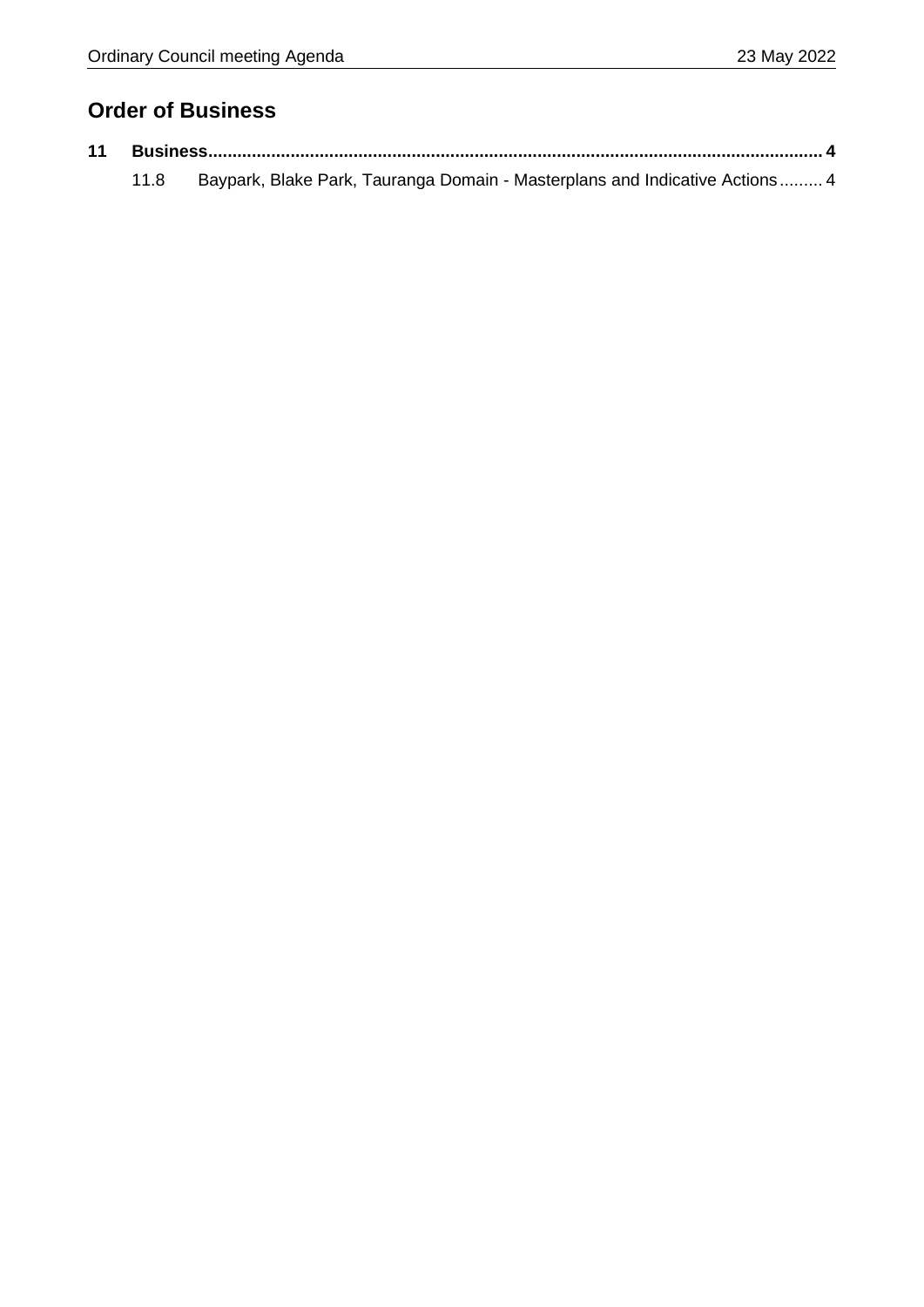## Order of Business

**11 Business........................................................................................................................... 4**

11.8 Baypark, Blake Park, Tauranga Domain - Masterplans and Indicative Actions......... 4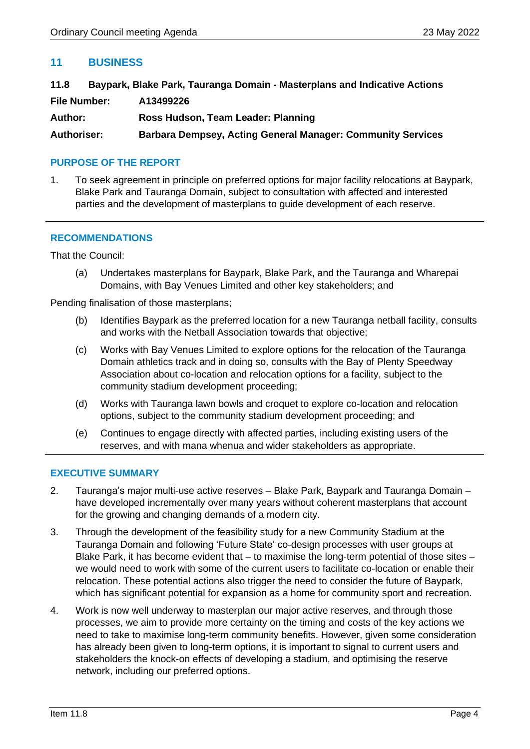## 11 BUSINESS

### 11.8 Baypark, Blake Park, Tauranga Domain - Masterplans and Indicative Actions

**File Number:** A13499226

**Author:** Ross Hudson, Team Leader: Planning

**Authoriser:** Barbara Dempsey, Acting General Manager: Community Services

#### PURPOSE OF THE REPORT

1. To seek agreement in principle on preferred options for major facility relocations at Baypark, Blake Park and Tauranga Domain, subject to consultation with affected and interested parties and the development of masterplans to guide development of each reserve.

#### RECOMMENDATIONS

That the Council:

(a) Undertakes masterplans for Baypark, Blake Park, and the Tauranga and Wharepai Domains, with Bay Venues Limited and other key stakeholders; and

Pending finalisation of those masterplans;

(b) Identifies Baypark as the preferred location for a new Tauranga netball facility, consults and works with the Netball Association towards that objective;

(c) Works with Bay Venues Limited to explore options for the relocation of the Tauranga Domain athletics track and in doing so, consults with the Bay of Plenty Speedway Association about co-location and relocation options for a facility, subject to the community stadium development proceeding;

(d) Works with Tauranga lawn bowls and croquet to explore co-location and relocation options, subject to the community stadium development proceeding; and

(e) Continues to engage directly with affected parties, including existing users of the reserves, and with mana whenua and wider stakeholders as appropriate.

#### EXECUTIVE SUMMARY

2. Tauranga's major multi-use active reserves – Blake Park, Baypark and Tauranga Domain – have developed incrementally over many years without coherent masterplans that account for the growing and changing demands of a modern city.

3. Through the development of the feasibility study for a new Community Stadium at the Tauranga Domain and following 'Future State' co-design processes with user groups at Blake Park, it has become evident that – to maximise the long-term potential of those sites – we would need to work with some of the current users to facilitate co-location or enable their relocation. These potential actions also trigger the need to consider the future of Baypark, which has significant potential for expansion as a home for community sport and recreation.

4. Work is now well underway to masterplan our major active reserves, and through those processes, we aim to provide more certainty on the timing and costs of the key actions we need to take to maximise long-term community benefits. However, given some consideration has already been given to long-term options, it is important to signal to current users and stakeholders the knock-on effects of developing a stadium, and optimising the reserve network, including our preferred options.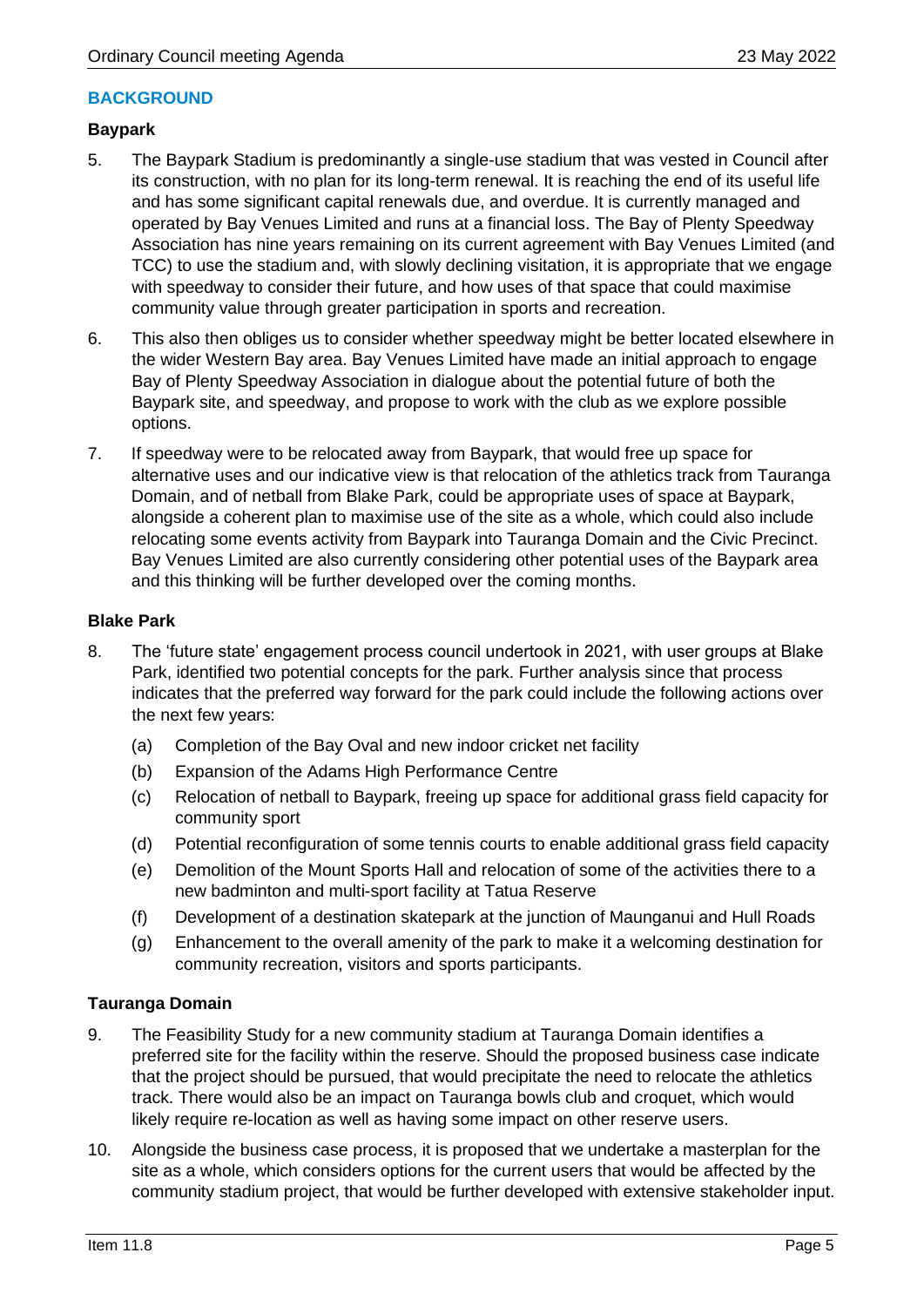## BACKGROUND

### Baypark

5. The Baypark Stadium is predominantly a single-use stadium that was vested in Council after its construction, with no plan for its long-term renewal. It is reaching the end of its useful life and has some significant capital renewals due, and overdue. It is currently managed and operated by Bay Venues Limited and runs at a financial loss. The Bay of Plenty Speedway Association has nine years remaining on its current agreement with Bay Venues Limited (and TCC) to use the stadium and, with slowly declining visitation, it is appropriate that we engage with speedway to consider their future, and how uses of that space that could maximise community value through greater participation in sports and recreation.

6. This also then obliges us to consider whether speedway might be better located elsewhere in the wider Western Bay area. Bay Venues Limited have made an initial approach to engage Bay of Plenty Speedway Association in dialogue about the potential future of both the Baypark site, and speedway, and propose to work with the club as we explore possible options.

7. If speedway were to be relocated away from Baypark, that would free up space for alternative uses and our indicative view is that relocation of the athletics track from Tauranga Domain, and of netball from Blake Park, could be appropriate uses of space at Baypark, alongside a coherent plan to maximise use of the site as a whole, which could also include relocating some events activity from Baypark into Tauranga Domain and the Civic Precinct. Bay Venues Limited are also currently considering other potential uses of the Baypark area and this thinking will be further developed over the coming months.

### Blake Park

8. The 'future state' engagement process council undertook in 2021, with user groups at Blake Park, identified two potential concepts for the park. Further analysis since that process indicates that the preferred way forward for the park could include the following actions over the next few years:

   (a) Completion of the Bay Oval and new indoor cricket net facility

   (b) Expansion of the Adams High Performance Centre

   (c) Relocation of netball to Baypark, freeing up space for additional grass field capacity for community sport

   (d) Potential reconfiguration of some tennis courts to enable additional grass field capacity

   (e) Demolition of the Mount Sports Hall and relocation of some of the activities there to a new badminton and multi-sport facility at Tatua Reserve

   (f) Development of a destination skatepark at the junction of Maunganui and Hull Roads

   (g) Enhancement to the overall amenity of the park to make it a welcoming destination for community recreation, visitors and sports participants.

### Tauranga Domain

9. The Feasibility Study for a new community stadium at Tauranga Domain identifies a preferred site for the facility within the reserve. Should the proposed business case indicate that the project should be pursued, that would precipitate the need to relocate the athletics track. There would also be an impact on Tauranga bowls club and croquet, which would likely require re-location as well as having some impact on other reserve users.

10. Alongside the business case process, it is proposed that we undertake a masterplan for the site as a whole, which considers options for the current users that would be affected by the community stadium project, that would be further developed with extensive stakeholder input.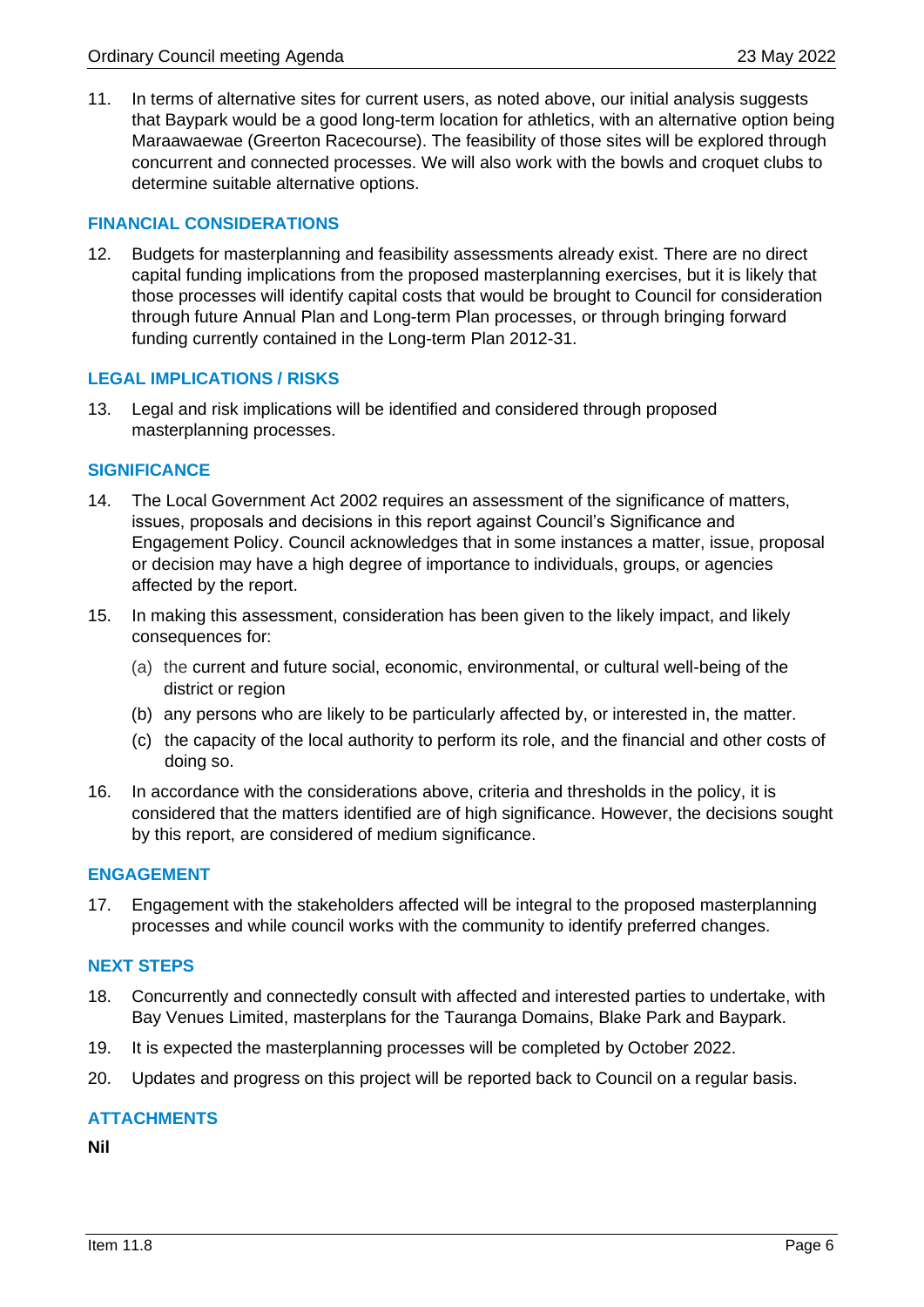11. In terms of alternative sites for current users, as noted above, our initial analysis suggests that Baypark would be a good long-term location for athletics, with an alternative option being Maraawaewae (Greerton Racecourse). The feasibility of those sites will be explored through concurrent and connected processes. We will also work with the bowls and croquet clubs to determine suitable alternative options.

## FINANCIAL CONSIDERATIONS

12. Budgets for masterplanning and feasibility assessments already exist. There are no direct capital funding implications from the proposed masterplanning exercises, but it is likely that those processes will identify capital costs that would be brought to Council for consideration through future Annual Plan and Long-term Plan processes, or through bringing forward funding currently contained in the Long-term Plan 2012-31.

## LEGAL IMPLICATIONS / RISKS

13. Legal and risk implications will be identified and considered through proposed masterplanning processes.

## SIGNIFICANCE

14. The Local Government Act 2002 requires an assessment of the significance of matters, issues, proposals and decisions in this report against Council's Significance and Engagement Policy. Council acknowledges that in some instances a matter, issue, proposal or decision may have a high degree of importance to individuals, groups, or agencies affected by the report.

15. In making this assessment, consideration has been given to the likely impact, and likely consequences for:

    (a) the current and future social, economic, environmental, or cultural well-being of the district or region

    (b) any persons who are likely to be particularly affected by, or interested in, the matter.

    (c) the capacity of the local authority to perform its role, and the financial and other costs of doing so.

16. In accordance with the considerations above, criteria and thresholds in the policy, it is considered that the matters identified are of high significance. However, the decisions sought by this report, are considered of medium significance.

## ENGAGEMENT

17. Engagement with the stakeholders affected will be integral to the proposed masterplanning processes and while council works with the community to identify preferred changes.

## NEXT STEPS

18. Concurrently and connectedly consult with affected and interested parties to undertake, with Bay Venues Limited, masterplans for the Tauranga Domains, Blake Park and Baypark.

19. It is expected the masterplanning processes will be completed by October 2022.

20. Updates and progress on this project will be reported back to Council on a regular basis.

## ATTACHMENTS

**Nil**